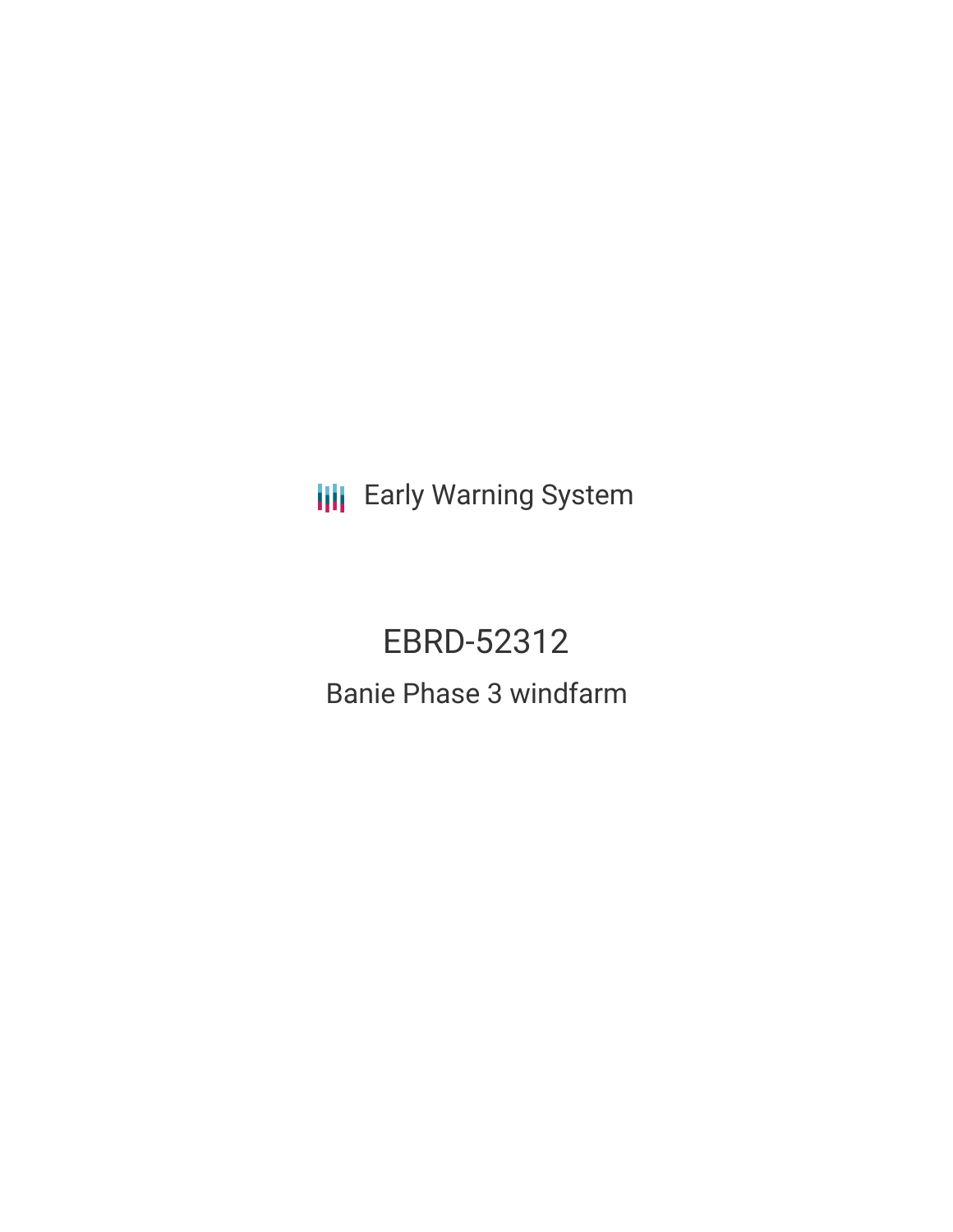Early Warning System

# EBRD-52312

## Banie Phase 3 windfarm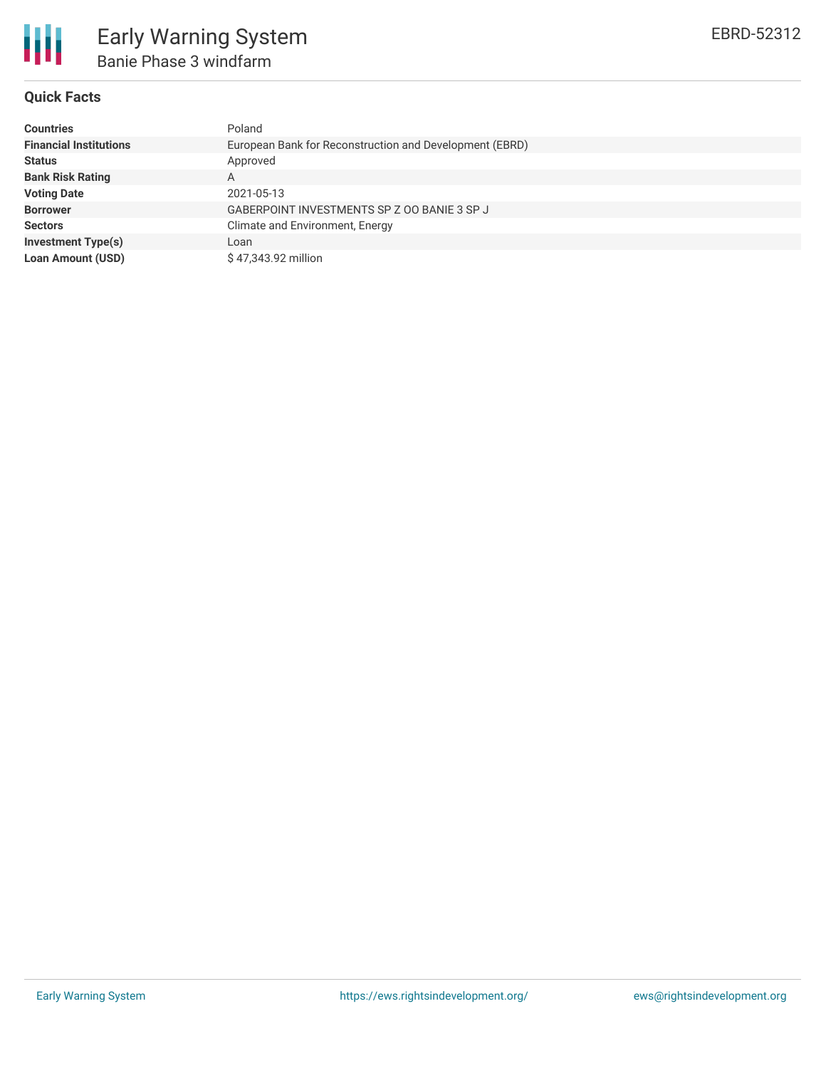# Early Warning System

## Banie Phase 3 windfarm

EBRD-52312

### Quick Facts

| | |
|---|---|
| **Countries** | Poland |
| **Financial Institutions** | European Bank for Reconstruction and Development (EBRD) |
| **Status** | Approved |
| **Bank Risk Rating** | A |
| **Voting Date** | 2021-05-13 |
| **Borrower** | GABERPOINT INVESTMENTS SP Z OO BANIE 3 SP J |
| **Sectors** | Climate and Environment, Energy |
| **Investment Type(s)** | Loan |
| **Loan Amount (USD)** | $ 47,343.92 million |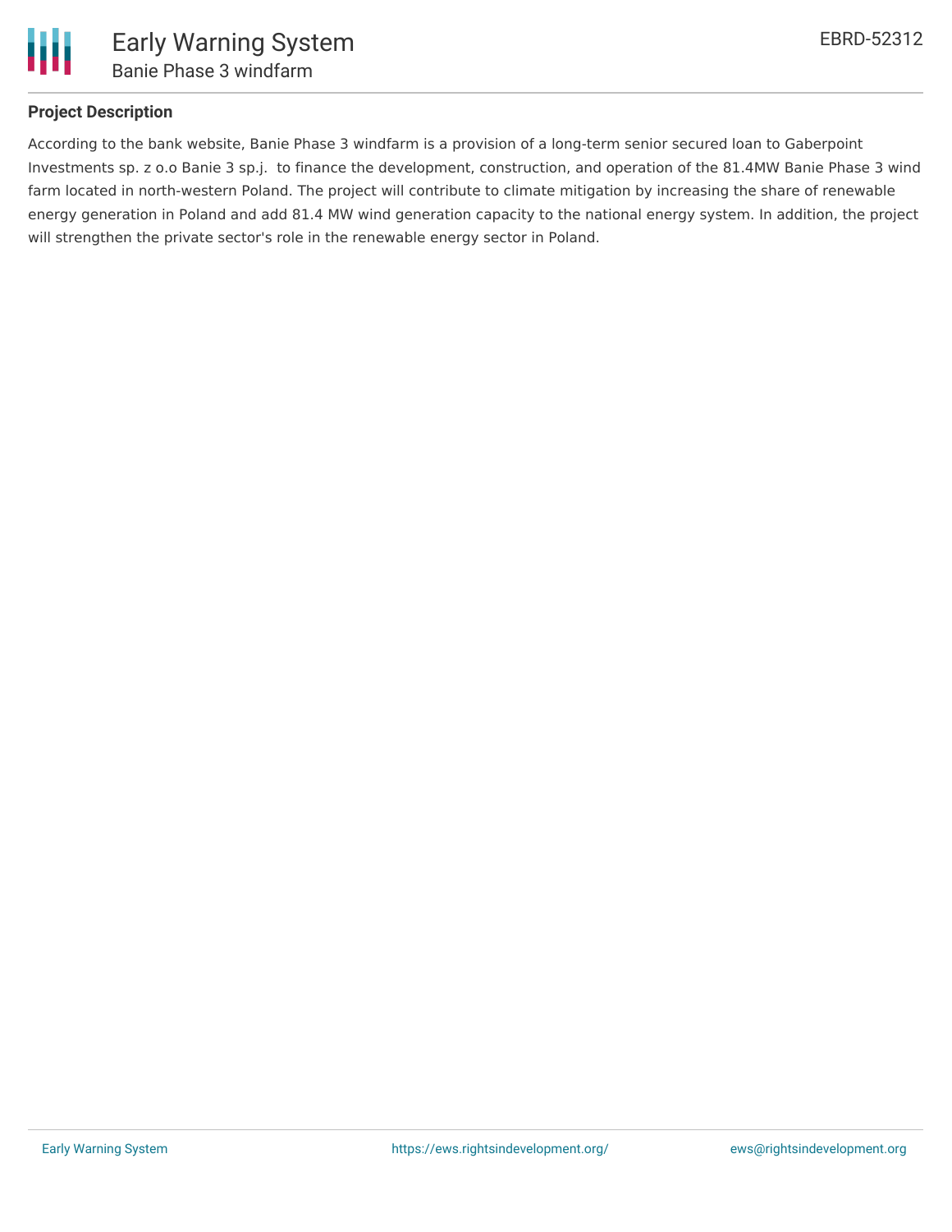## Project Description

According to the bank website, Banie Phase 3 windfarm is a provision of a long-term senior secured loan to Gaberpoint Investments sp. z o.o Banie 3 sp.j. to finance the development, construction, and operation of the 81.4MW Banie Phase 3 wind farm located in north-western Poland. The project will contribute to climate mitigation by increasing the share of renewable energy generation in Poland and add 81.4 MW wind generation capacity to the national energy system. In addition, the project will strengthen the private sector's role in the renewable energy sector in Poland.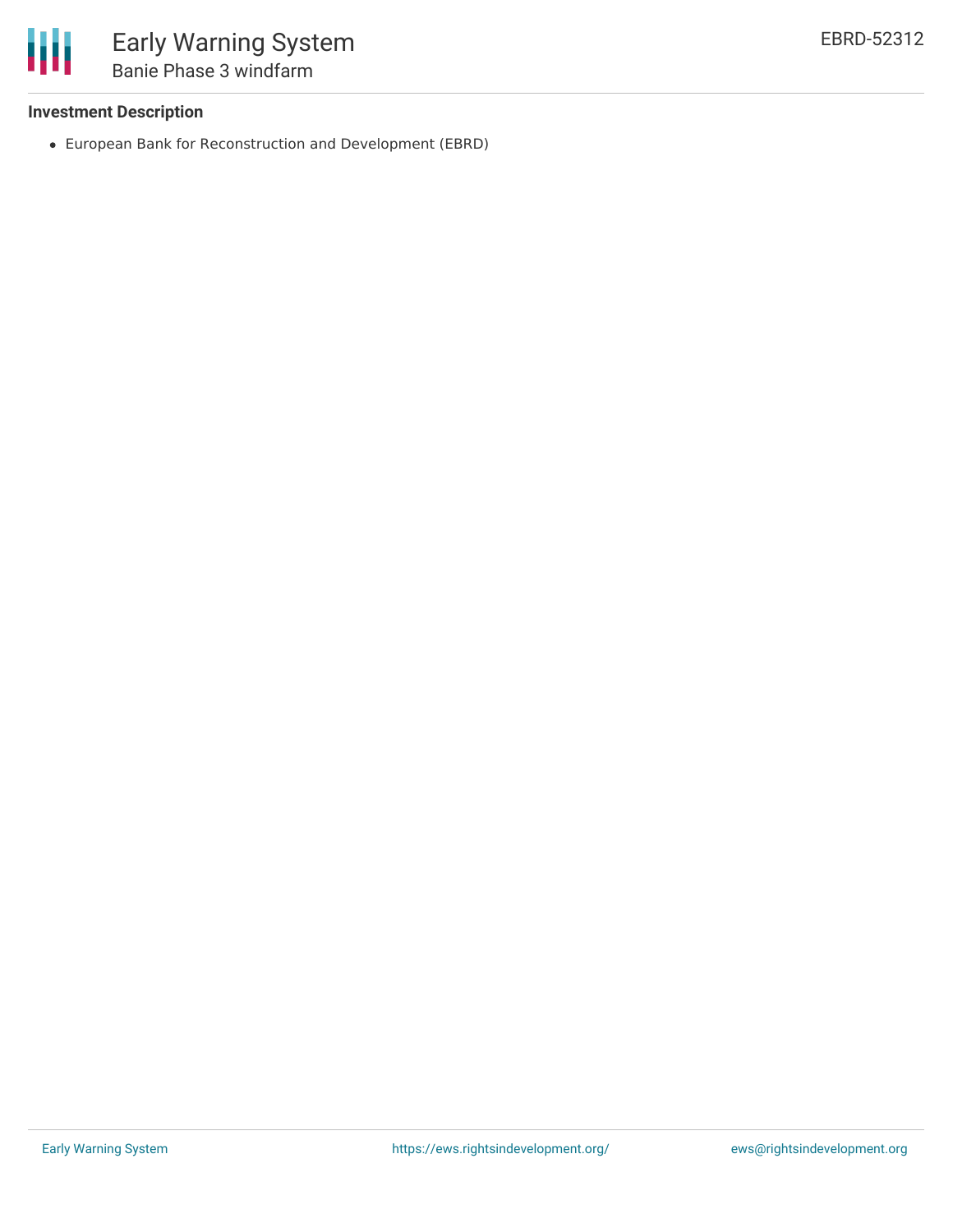**Investment Description**

- European Bank for Reconstruction and Development (EBRD)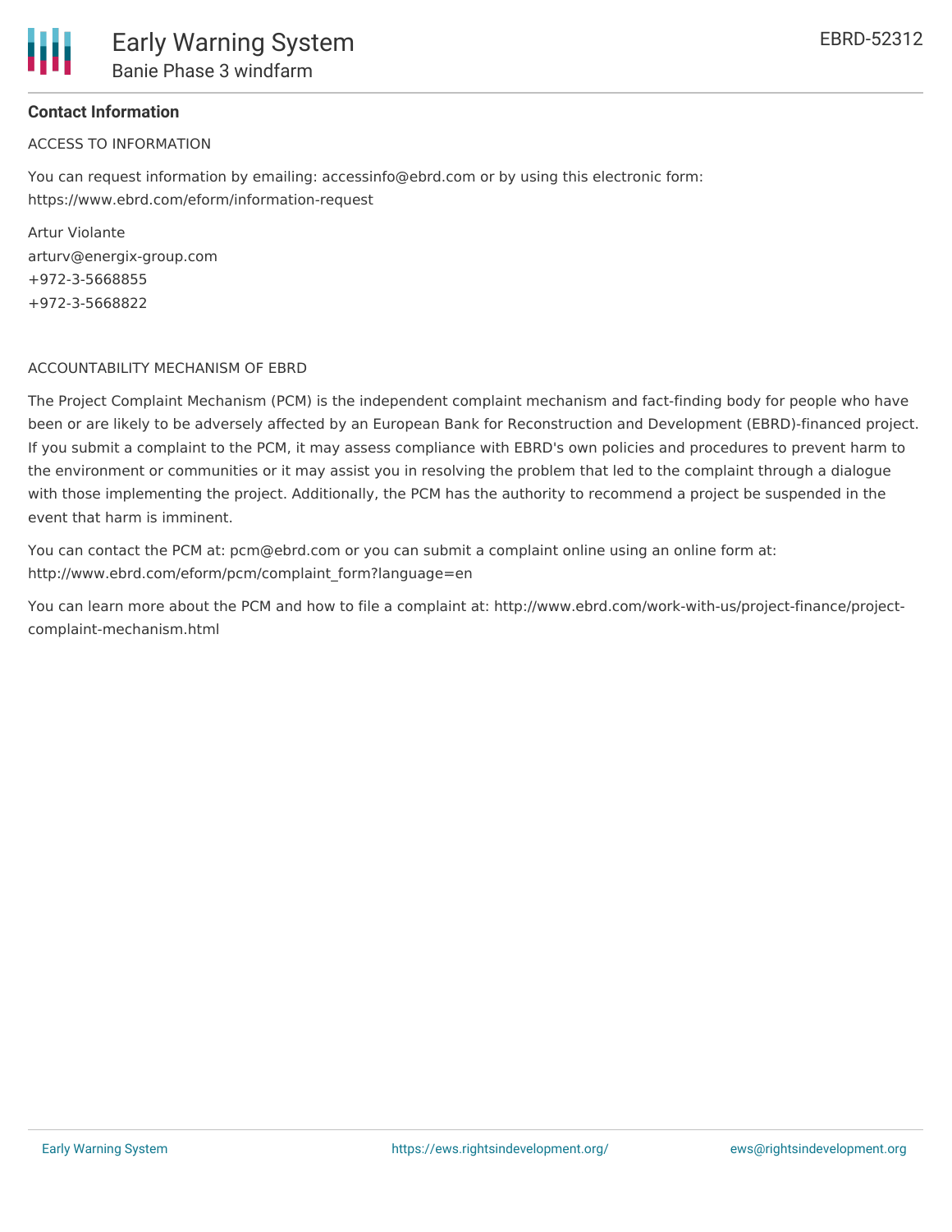## Contact Information

ACCESS TO INFORMATION

You can request information by emailing: accessinfo@ebrd.com or by using this electronic form: https://www.ebrd.com/eform/information-request

Artur Violante
arturv@energix-group.com
+972-3-5668855
+972-3-5668822

ACCOUNTABILITY MECHANISM OF EBRD

The Project Complaint Mechanism (PCM) is the independent complaint mechanism and fact-finding body for people who have been or are likely to be adversely affected by an European Bank for Reconstruction and Development (EBRD)-financed project. If you submit a complaint to the PCM, it may assess compliance with EBRD's own policies and procedures to prevent harm to the environment or communities or it may assist you in resolving the problem that led to the complaint through a dialogue with those implementing the project. Additionally, the PCM has the authority to recommend a project be suspended in the event that harm is imminent.

You can contact the PCM at: pcm@ebrd.com or you can submit a complaint online using an online form at: http://www.ebrd.com/eform/pcm/complaint_form?language=en

You can learn more about the PCM and how to file a complaint at: http://www.ebrd.com/work-with-us/project-finance/project-complaint-mechanism.html